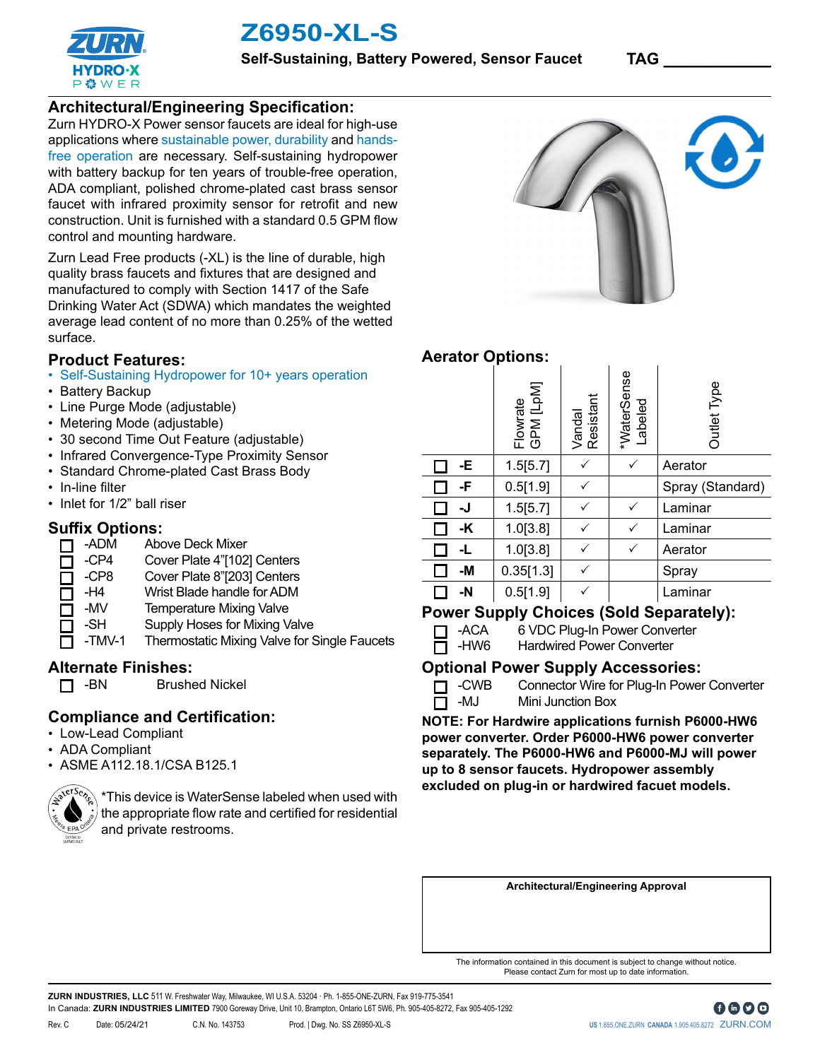# Z6950-XL-S

**Self-Sustaining, Battery Powered, Sensor Faucet** **TAG \_\_\_\_\_\_\_\_\_\_\_\_**

## Architectural/Engineering Specification:

Zurn HYDRO-X Power sensor faucets are ideal for high-use applications where sustainable power, durability and hands-free operation are necessary. Self-sustaining hydropower with battery backup for ten years of trouble-free operation, ADA compliant, polished chrome-plated cast brass sensor faucet with infrared proximity sensor for retrofit and new construction. Unit is furnished with a standard 0.5 GPM flow control and mounting hardware.

Zurn Lead Free products (-XL) is the line of durable, high quality brass faucets and fixtures that are designed and manufactured to comply with Section 1417 of the Safe Drinking Water Act (SDWA) which mandates the weighted average lead content of no more than 0.25% of the wetted surface.

## Product Features:

- Self-Sustaining Hydropower for 10+ years operation
- Battery Backup
- Line Purge Mode (adjustable)
- Metering Mode (adjustable)
- 30 second Time Out Feature (adjustable)
- Infrared Convergence-Type Proximity Sensor
- Standard Chrome-plated Cast Brass Body
- In-line filter
- Inlet for 1/2" ball riser

## Suffix Options:

- ☐ -ADM Above Deck Mixer
- ☐ -CP4 Cover Plate 4"[102] Centers
- ☐ -CP8 Cover Plate 8"[203] Centers
- ☐ -H4 Wrist Blade handle for ADM
- ☐ -MV Temperature Mixing Valve
- ☐ -SH Supply Hoses for Mixing Valve
- ☐ -TMV-1 Thermostatic Mixing Valve for Single Faucets

## Alternate Finishes:

- ☐ -BN Brushed Nickel

## Compliance and Certification:

- Low-Lead Compliant
- ADA Compliant
- ASME A112.18.1/CSA B125.1

*This device is WaterSense labeled when used with the appropriate flow rate and certified for residential and private restrooms.

## Aerator Options:

| | Flowrate GPM [LpM] | Vandal Resistant | *WaterSense Labeled | Outlet Type |
|---|---|---|---|---|
| ☐ -E | 1.5[5.7] | ✓ | ✓ | Aerator |
| ☐ -F | 0.5[1.9] | ✓ | | Spray (Standard) |
| ☐ -J | 1.5[5.7] | ✓ | ✓ | Laminar |
| ☐ -K | 1.0[3.8] | ✓ | ✓ | Laminar |
| ☐ -L | 1.0[3.8] | ✓ | ✓ | Aerator |
| ☐ -M | 0.35[1.3] | ✓ | | Spray |
| ☐ -N | 0.5[1.9] | ✓ | | Laminar |

## Power Supply Choices (Sold Separately):

- ☐ -ACA 6 VDC Plug-In Power Converter
- ☐ -HW6 Hardwired Power Converter

## Optional Power Supply Accessories:

- ☐ -CWB Connector Wire for Plug-In Power Converter
- ☐ -MJ Mini Junction Box

**NOTE: For Hardwire applications furnish P6000-HW6 power converter. Order P6000-HW6 power converter separately. The P6000-HW6 and P6000-MJ will power up to 8 sensor faucets. Hydropower assembly excluded on plug-in or hardwired facuet models.**

**Architectural/Engineering Approval**

The information contained in this document is subject to change without notice. Please contact Zurn for most up to date information.

**ZURN INDUSTRIES, LLC** 511 W. Freshwater Way, Milwaukee, WI U.S.A. 53204 · Ph. 1-855-ONE-ZURN, Fax 919-775-3541
In Canada: **ZURN INDUSTRIES LIMITED** 7900 Goreway Drive, Unit 10, Brampton, Ontario L6T 5W6, Ph. 905-405-8272, Fax 905-405-1292

Rev. C Date: 05/24/21 C.N. No. 143753 Prod. | Dwg. No. SS Z6950-XL-S

US 1.855.ONE.ZURN CANADA 1.905.405.8272 ZURN.COM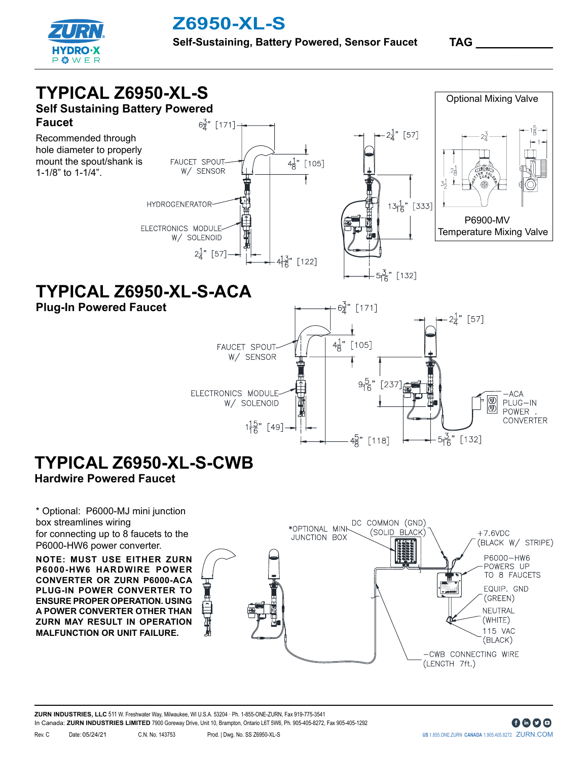# Z6950-XL-S

**Self-Sustaining, Battery Powered, Sensor Faucet**

**TAG ____________**

## TYPICAL Z6950-XL-S

### Self Sustaining Battery Powered Faucet

Recommended through hole diameter to properly mount the spout/shank is 1-1/8" to 1-1/4".

FAUCET SPOUT W/ SENSOR

HYDROGENERATOR

ELECTRONICS MODULE W/ SOLENOID

6¾" [171]

4⅛" [105]

2¼" [57]

4 13/16" [122]

2¼" [57]

13 1/16" [333]

5 3/16" [132]

Optional Mixing Valve

P6900-MV Temperature Mixing Valve

## TYPICAL Z6950-XL-S-ACA

### Plug-In Powered Faucet

FAUCET SPOUT W/ SENSOR

ELECTRONICS MODULE W/ SOLENOID

6¾" [171]

4⅛" [105]

1 15/16" [49]

4⅝" [118]

2¼" [57]

9 5/16" [237]

5 3/16" [132]

–ACA PLUG–IN POWER CONVERTER

## TYPICAL Z6950-XL-S-CWB

### Hardwire Powered Faucet

* Optional: P6000-MJ mini junction box streamlines wiring for connecting up to 8 faucets to the P6000-HW6 power converter.

**NOTE: MUST USE EITHER ZURN P6000-HW6 HARDWIRE POWER CONVERTER OR ZURN P6000-ACA PLUG-IN POWER CONVERTER TO ENSURE PROPER OPERATION. USING A POWER CONVERTER OTHER THAN ZURN MAY RESULT IN OPERATION MALFUNCTION OR UNIT FAILURE.**

*OPTIONAL MINI JUNCTION BOX

DC COMMON (GND) (SOLID BLACK)

+7.6VDC (BLACK W/ STRIPE)

P6000–HW6 POWERS UP TO 8 FAUCETS

EQUIP. GND (GREEN)

NEUTRAL (WHITE)

115 VAC (BLACK)

–CWB CONNECTING WIRE (LENGTH 7ft.)

**ZURN INDUSTRIES, LLC** 511 W. Freshwater Way, Milwaukee, WI U.S.A. 53204 · Ph. 1-855-ONE-ZURN, Fax 919-775-3541
In Canada: **ZURN INDUSTRIES LIMITED** 7900 Goreway Drive, Unit 10, Brampton, Ontario L6T 5W6, Ph. 905-405-8272, Fax 905-405-1292

Rev. C | Date: 05/24/21 | C.N. No. 143753 | Prod. | Dwg. No. SS Z6950-XL-S

US 1.855.ONE.ZURN CANADA 1.905.405.8272 ZURN.COM